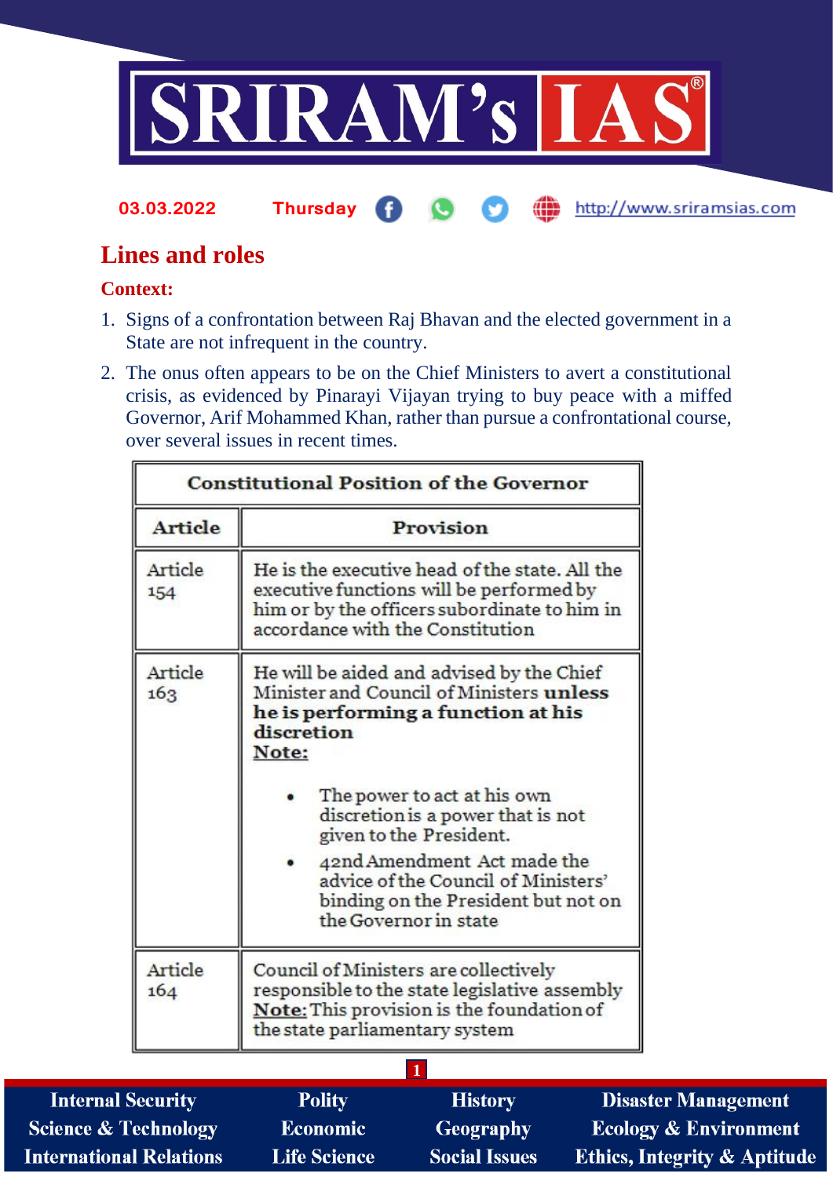03.03.2022 Thursday http://www.sriramsias.com

# Lines and roles

**Context:**

1. Signs of a confrontation between Raj Bhavan and the elected government in a State are not infrequent in the country.
2. The onus often appears to be on the Chief Ministers to avert a constitutional crisis, as evidenced by Pinarayi Vijayan trying to buy peace with a miffed Governor, Arif Mohammed Khan, rather than pursue a confrontational course, over several issues in recent times.

| Constitutional Position of the Governor | |
|---|---|
| **Article** | **Provision** |
| Article 154 | He is the executive head of the state. All the executive functions will be performed by him or by the officers subordinate to him in accordance with the Constitution |
| Article 163 | He will be aided and advised by the Chief Minister and Council of Ministers **unless he is performing a function at his discretion**<br>**Note:**<br>• The power to act at his own discretion is a power that is not given to the President.<br>• 42nd Amendment Act made the advice of the Council of Ministers' binding on the President but not on the Governor in state |
| Article 164 | Council of Ministers are collectively responsible to the state legislative assembly<br>**Note:** This provision is the foundation of the state parliamentary system |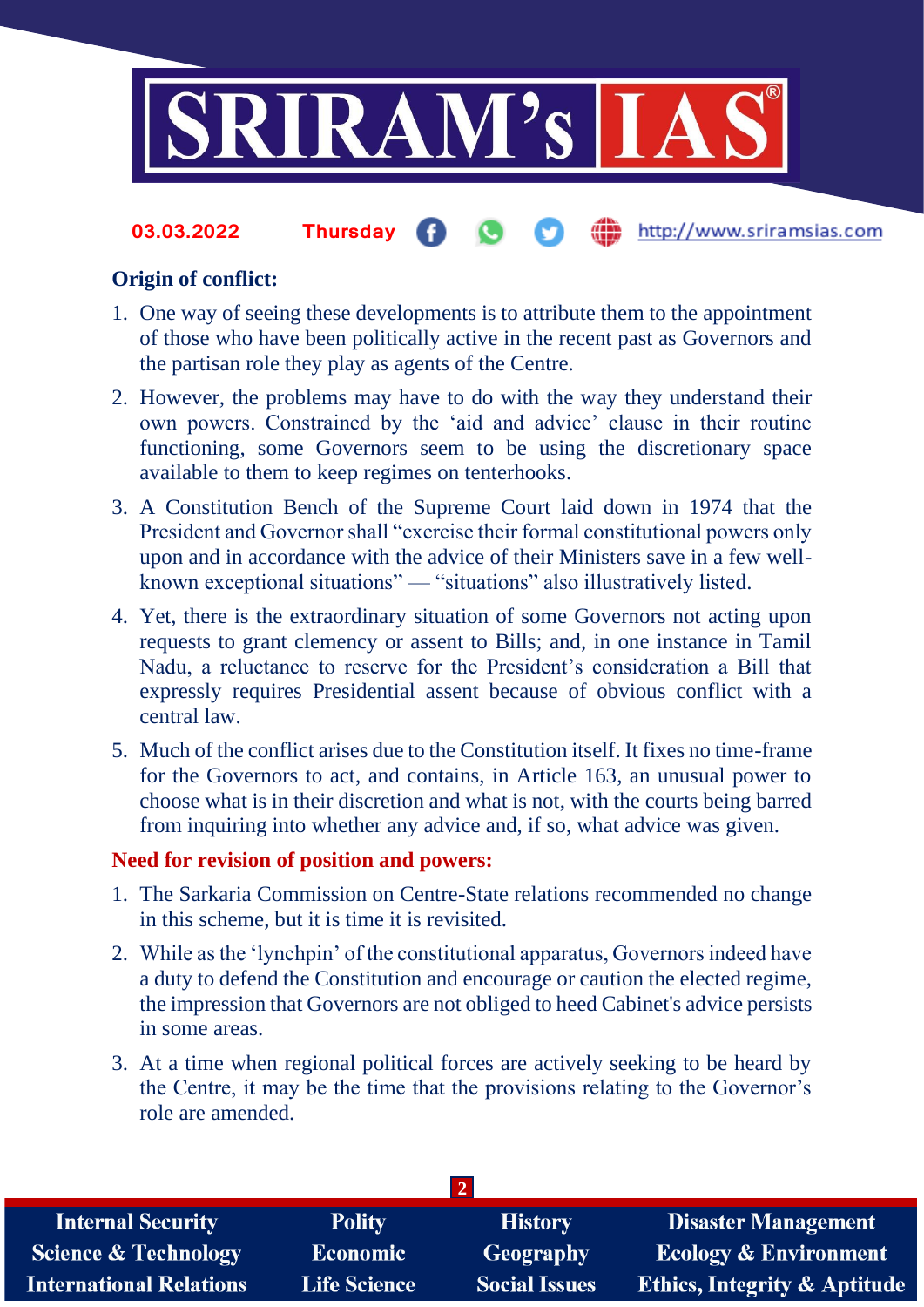**Origin of conflict:**

1. One way of seeing these developments is to attribute them to the appointment of those who have been politically active in the recent past as Governors and the partisan role they play as agents of the Centre.
2. However, the problems may have to do with the way they understand their own powers. Constrained by the 'aid and advice' clause in their routine functioning, some Governors seem to be using the discretionary space available to them to keep regimes on tenterhooks.
3. A Constitution Bench of the Supreme Court laid down in 1974 that the President and Governor shall "exercise their formal constitutional powers only upon and in accordance with the advice of their Ministers save in a few well-known exceptional situations" — "situations" also illustratively listed.
4. Yet, there is the extraordinary situation of some Governors not acting upon requests to grant clemency or assent to Bills; and, in one instance in Tamil Nadu, a reluctance to reserve for the President's consideration a Bill that expressly requires Presidential assent because of obvious conflict with a central law.
5. Much of the conflict arises due to the Constitution itself. It fixes no time-frame for the Governors to act, and contains, in Article 163, an unusual power to choose what is in their discretion and what is not, with the courts being barred from inquiring into whether any advice and, if so, what advice was given.

**Need for revision of position and powers:**

1. The Sarkaria Commission on Centre-State relations recommended no change in this scheme, but it is time it is revisited.
2. While as the 'lynchpin' of the constitutional apparatus, Governors indeed have a duty to defend the Constitution and encourage or caution the elected regime, the impression that Governors are not obliged to heed Cabinet's advice persists in some areas.
3. At a time when regional political forces are actively seeking to be heard by the Centre, it may be the time that the provisions relating to the Governor's role are amended.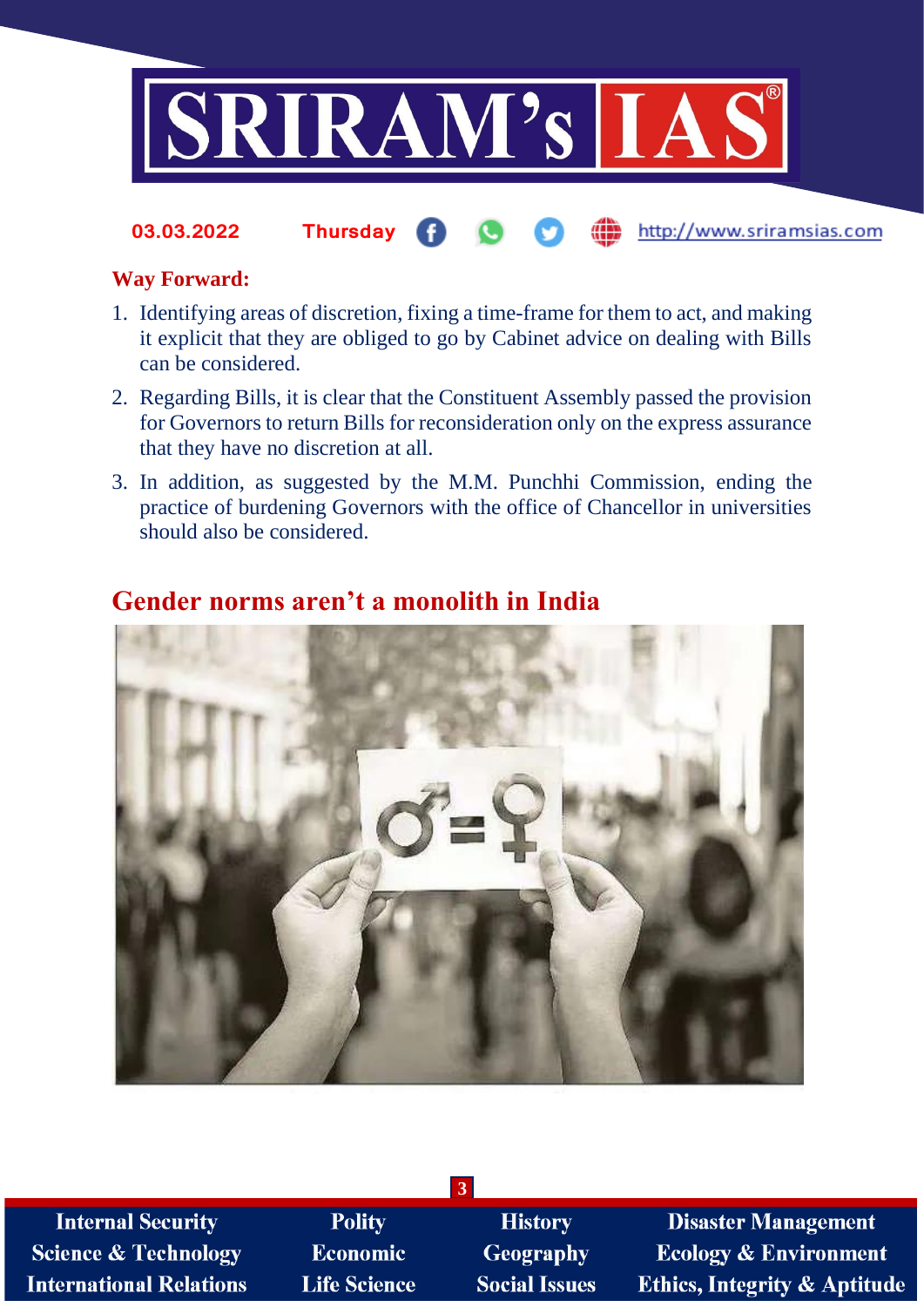**Way Forward:**

1. Identifying areas of discretion, fixing a time-frame for them to act, and making it explicit that they are obliged to go by Cabinet advice on dealing with Bills can be considered.
2. Regarding Bills, it is clear that the Constituent Assembly passed the provision for Governors to return Bills for reconsideration only on the express assurance that they have no discretion at all.
3. In addition, as suggested by the M.M. Punchhi Commission, ending the practice of burdening Governors with the office of Chancellor in universities should also be considered.

## Gender norms aren't a monolith in India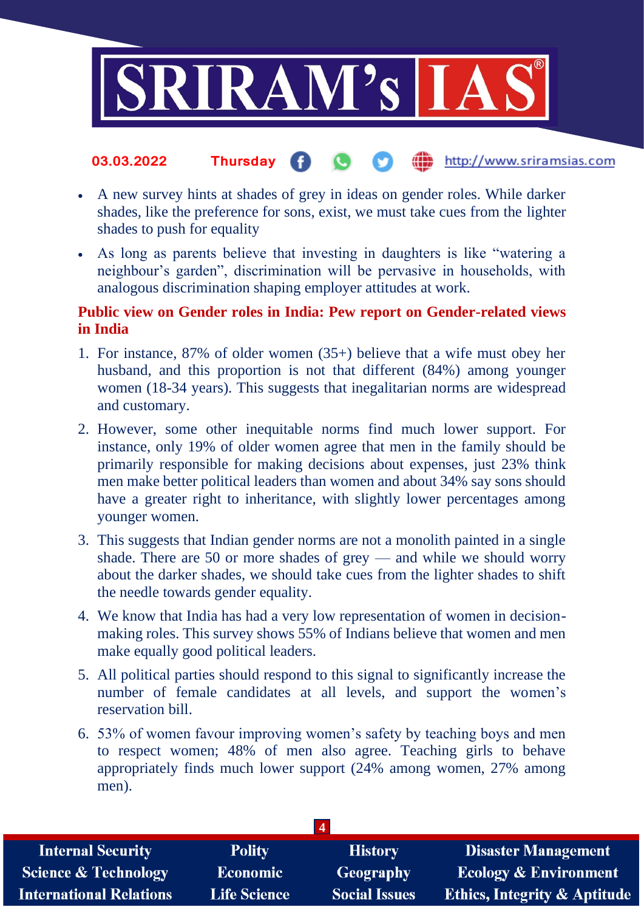- A new survey hints at shades of grey in ideas on gender roles. While darker shades, like the preference for sons, exist, we must take cues from the lighter shades to push for equality
- As long as parents believe that investing in daughters is like "watering a neighbour's garden", discrimination will be pervasive in households, with analogous discrimination shaping employer attitudes at work.

**Public view on Gender roles in India: Pew report on Gender-related views in India**

1. For instance, 87% of older women (35+) believe that a wife must obey her husband, and this proportion is not that different (84%) among younger women (18-34 years). This suggests that inegalitarian norms are widespread and customary.
2. However, some other inequitable norms find much lower support. For instance, only 19% of older women agree that men in the family should be primarily responsible for making decisions about expenses, just 23% think men make better political leaders than women and about 34% say sons should have a greater right to inheritance, with slightly lower percentages among younger women.
3. This suggests that Indian gender norms are not a monolith painted in a single shade. There are 50 or more shades of grey — and while we should worry about the darker shades, we should take cues from the lighter shades to shift the needle towards gender equality.
4. We know that India has had a very low representation of women in decision-making roles. This survey shows 55% of Indians believe that women and men make equally good political leaders.
5. All political parties should respond to this signal to significantly increase the number of female candidates at all levels, and support the women's reservation bill.
6. 53% of women favour improving women's safety by teaching boys and men to respect women; 48% of men also agree. Teaching girls to behave appropriately finds much lower support (24% among women, 27% among men).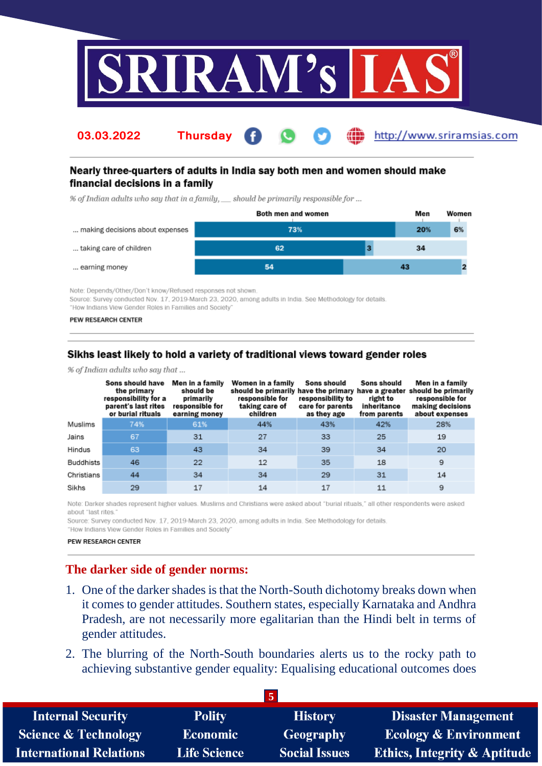**Nearly three-quarters of adults in India say both men and women should make financial decisions in a family**

*% of Indian adults who say that in a family, ___ should be primarily responsible for ...*

| | Both men and women | Men | Women |
|---|---|---|---|
| ... making decisions about expenses | 73% | 20% | 6% |
| ... taking care of children | 62 | 3 | 34 |
| ... earning money | 54 | 43 | 2 |

Note: Depends/Other/Don't know/Refused responses not shown.
Source: Survey conducted Nov. 17, 2019-March 23, 2020, among adults in India. See Methodology for details.
"How Indians View Gender Roles in Families and Society"

PEW RESEARCH CENTER

**Sikhs least likely to hold a variety of traditional views toward gender roles**

*% of Indian adults who say that ...*

| | Sons should have the primary responsibility for a parent's last rites or burial rituals | Men in a family should be primarily responsible for earning money | Women in a family should be primarily responsible for taking care of children | Sons should have the primary responsibility to care for parents as they age | Sons should have a greater right to inheritance from parents | Men in a family should be primarily responsible for making decisions about expenses |
|---|---|---|---|---|---|---|
| Muslims | 74% | 61% | 44% | 43% | 42% | 28% |
| Jains | 67 | 31 | 27 | 33 | 25 | 19 |
| Hindus | 63 | 43 | 34 | 39 | 34 | 20 |
| Buddhists | 46 | 22 | 12 | 35 | 18 | 9 |
| Christians | 44 | 34 | 34 | 29 | 31 | 14 |
| Sikhs | 29 | 17 | 14 | 17 | 11 | 9 |

Note: Darker shades represent higher values. Muslims and Christians were asked about "burial rituals," all other respondents were asked about "last rites."
Source: Survey conducted Nov. 17, 2019-March 23, 2020, among adults in India. See Methodology for details.
"How Indians View Gender Roles in Families and Society"

PEW RESEARCH CENTER

## The darker side of gender norms:

1. One of the darker shades is that the North-South dichotomy breaks down when it comes to gender attitudes. Southern states, especially Karnataka and Andhra Pradesh, are not necessarily more egalitarian than the Hindi belt in terms of gender attitudes.
2. The blurring of the North-South boundaries alerts us to the rocky path to achieving substantive gender equality: Equalising educational outcomes does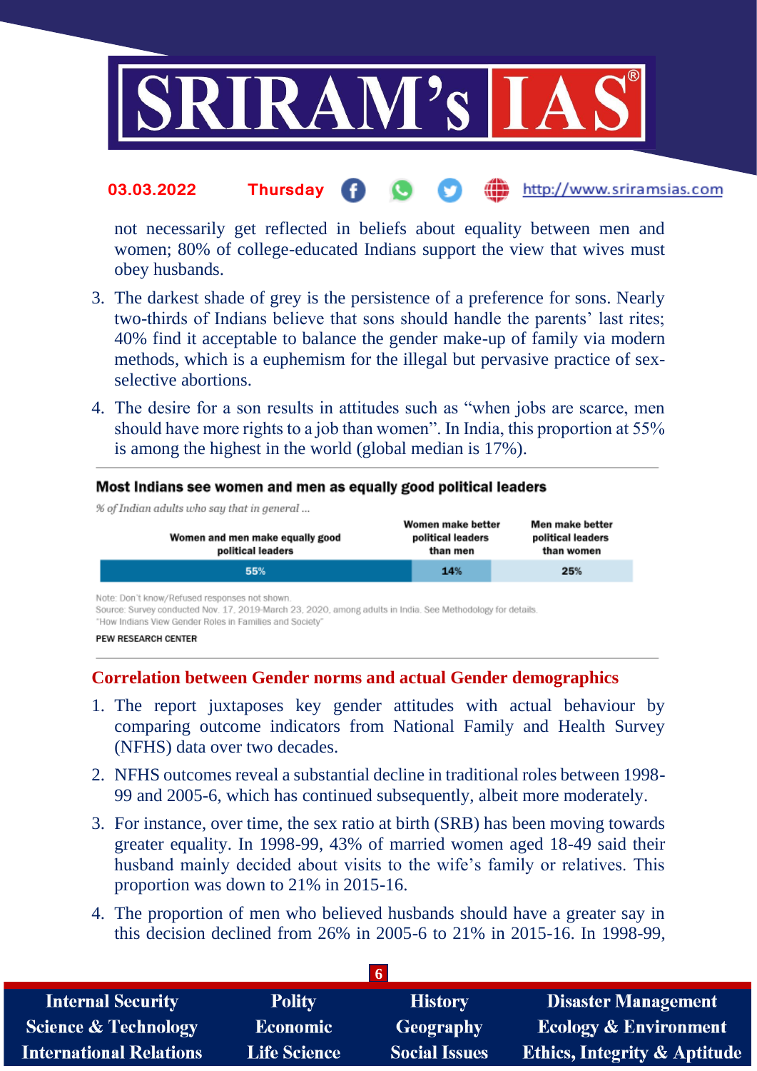not necessarily get reflected in beliefs about equality between men and women; 80% of college-educated Indians support the view that wives must obey husbands.

3. The darkest shade of grey is the persistence of a preference for sons. Nearly two-thirds of Indians believe that sons should handle the parents' last rites; 40% find it acceptable to balance the gender make-up of family via modern methods, which is a euphemism for the illegal but pervasive practice of sex-selective abortions.
4. The desire for a son results in attitudes such as "when jobs are scarce, men should have more rights to a job than women". In India, this proportion at 55% is among the highest in the world (global median is 17%).

**Most Indians see women and men as equally good political leaders**

*% of Indian adults who say that in general ...*

| Women and men make equally good political leaders | Women make better political leaders than men | Men make better political leaders than women |
|---|---|---|
| 55% | 14% | 25% |

Note: Don't know/Refused responses not shown.
Source: Survey conducted Nov. 17, 2019-March 23, 2020, among adults in India. See Methodology for details.
"How Indians View Gender Roles in Families and Society"

PEW RESEARCH CENTER

## Correlation between Gender norms and actual Gender demographics

1. The report juxtaposes key gender attitudes with actual behaviour by comparing outcome indicators from National Family and Health Survey (NFHS) data over two decades.
2. NFHS outcomes reveal a substantial decline in traditional roles between 1998-99 and 2005-6, which has continued subsequently, albeit more moderately.
3. For instance, over time, the sex ratio at birth (SRB) has been moving towards greater equality. In 1998-99, 43% of married women aged 18-49 said their husband mainly decided about visits to the wife's family or relatives. This proportion was down to 21% in 2015-16.
4. The proportion of men who believed husbands should have a greater say in this decision declined from 26% in 2005-6 to 21% in 2015-16. In 1998-99,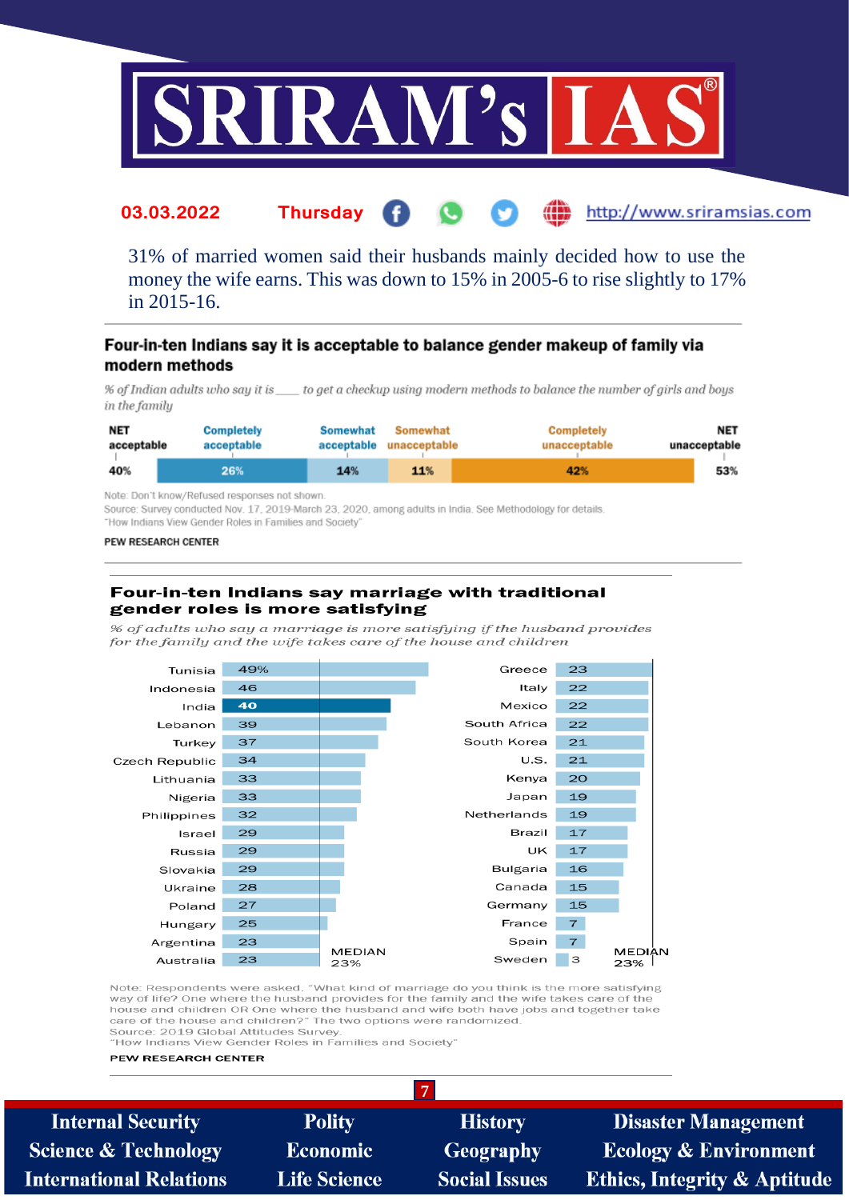31% of married women said their husbands mainly decided how to use the money the wife earns. This was down to 15% in 2005-6 to rise slightly to 17% in 2015-16.

### Four-in-ten Indians say it is acceptable to balance gender makeup of family via modern methods

*% of Indian adults who say it is ___ to get a checkup using modern methods to balance the number of girls and boys in the family*

| NET acceptable | Completely acceptable | Somewhat acceptable | Somewhat unacceptable | Completely unacceptable | NET unacceptable |
|---|---|---|---|---|---|
| 40% | 26% | 14% | 11% | 42% | 53% |

Note: Don't know/Refused responses not shown.
Source: Survey conducted Nov. 17, 2019-March 23, 2020, among adults in India. See Methodology for details.
"How Indians View Gender Roles in Families and Society"

PEW RESEARCH CENTER

### Four-in-ten Indians say marriage with traditional gender roles is more satisfying

*% of adults who say a marriage is more satisfying if the husband provides for the family and the wife takes care of the house and children*

| Country | % | Country | % |
|---|---|---|---|
| Tunisia | 49% | Greece | 23 |
| Indonesia | 46 | Italy | 22 |
| India | 40 | Mexico | 22 |
| Lebanon | 39 | South Africa | 22 |
| Turkey | 37 | South Korea | 21 |
| Czech Republic | 34 | U.S. | 21 |
| Lithuania | 33 | Kenya | 20 |
| Nigeria | 33 | Japan | 19 |
| Philippines | 32 | Netherlands | 19 |
| Israel | 29 | Brazil | 17 |
| Russia | 29 | UK | 17 |
| Slovakia | 29 | Bulgaria | 16 |
| Ukraine | 28 | Canada | 15 |
| Poland | 27 | Germany | 15 |
| Hungary | 25 | France | 7 |
| Argentina | 23 | Spain | 7 |
| Australia | 23 | Sweden | 3 |

MEDIAN 23%

Note: Respondents were asked, "What kind of marriage do you think is the more satisfying way of life? One where the husband provides for the family and the wife takes care of the house and children OR One where the husband and wife both have jobs and together take care of the house and children?" The two options were randomized.
Source: 2019 Global Attitudes Survey.
"How Indians View Gender Roles in Families and Society"

PEW RESEARCH CENTER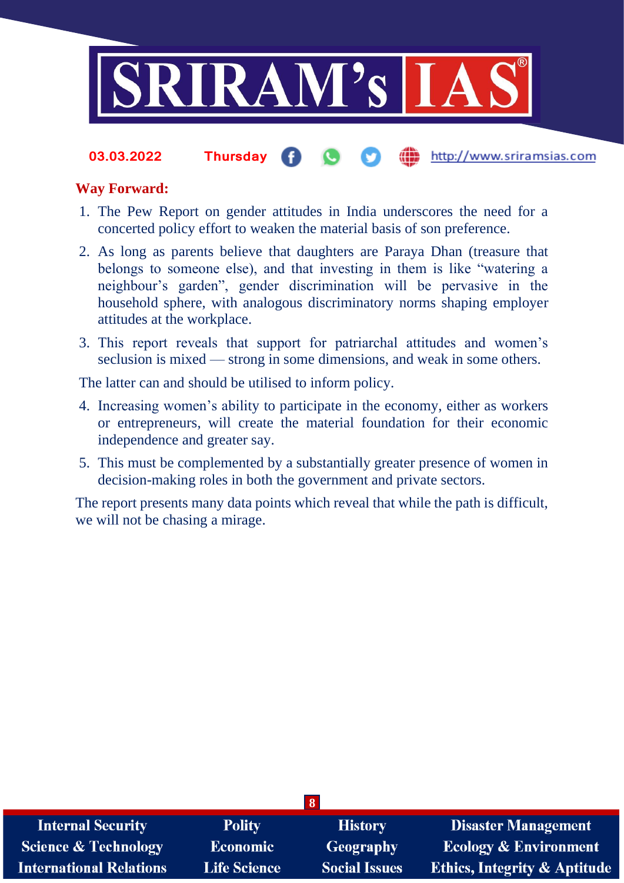**Way Forward:**

1. The Pew Report on gender attitudes in India underscores the need for a concerted policy effort to weaken the material basis of son preference.
2. As long as parents believe that daughters are Paraya Dhan (treasure that belongs to someone else), and that investing in them is like "watering a neighbour's garden", gender discrimination will be pervasive in the household sphere, with analogous discriminatory norms shaping employer attitudes at the workplace.
3. This report reveals that support for patriarchal attitudes and women's seclusion is mixed — strong in some dimensions, and weak in some others.

The latter can and should be utilised to inform policy.

4. Increasing women's ability to participate in the economy, either as workers or entrepreneurs, will create the material foundation for their economic independence and greater say.
5. This must be complemented by a substantially greater presence of women in decision-making roles in both the government and private sectors.

The report presents many data points which reveal that while the path is difficult, we will not be chasing a mirage.